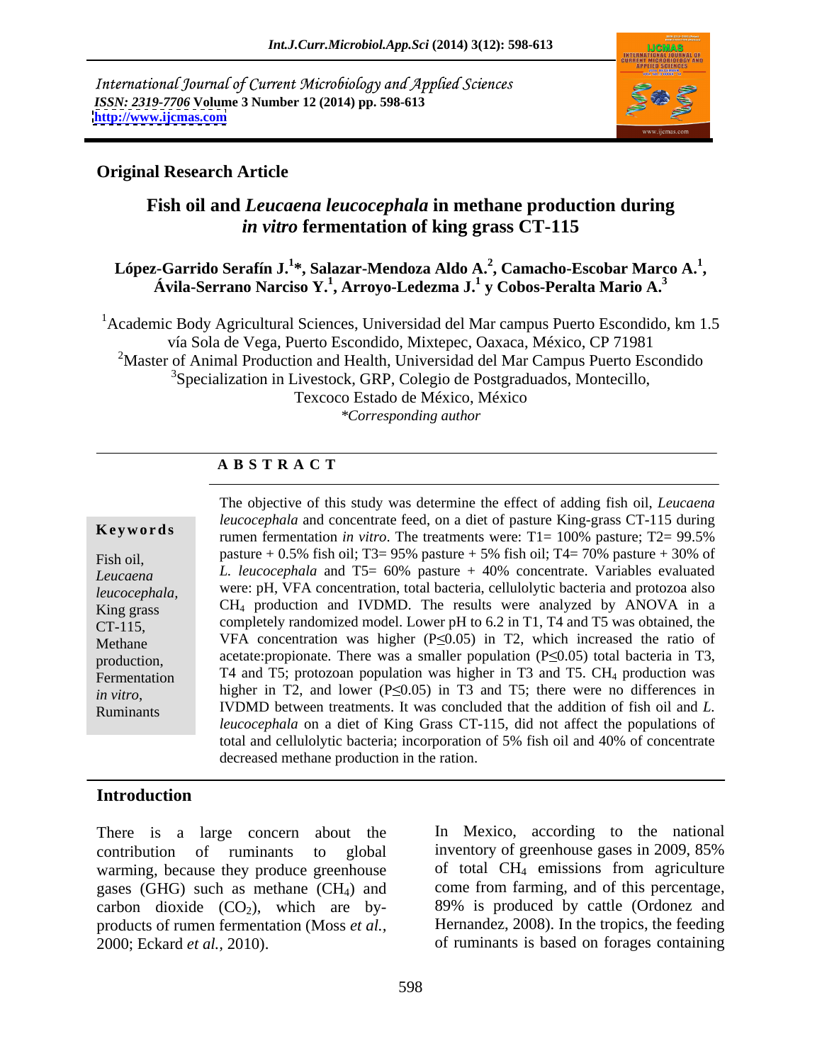International Journal of Current Microbiology and Applied Sciences
*ISSN: 2319-7706* **Volume 3 Number 12 (2014) pp. 598-613**
**http://www.ijcmas.com**

**Original Research Article**

# Fish oil and *Leucaena leucocephala* in methane production during *in vitro* fermentation of king grass CT-115

**López-Garrido Serafín J.[1]*, Salazar-Mendoza Aldo A.[2], Camacho-Escobar Marco A.[1], Ávila-Serrano Narciso Y.[1], Arroyo-Ledezma J.[1] y Cobos-Peralta Mario A.[3]**

[1]Academic Body Agricultural Sciences, Universidad del Mar campus Puerto Escondido, km 1.5 vía Sola de Vega, Puerto Escondido, Mixtepec, Oaxaca, México, CP 71981
[2]Master of Animal Production and Health, Universidad del Mar Campus Puerto Escondido
[3]Specialization in Livestock, GRP, Colegio de Postgraduados, Montecillo, Texcoco Estado de México, México
*\*Corresponding author*

## A B S T R A C T

**Keywords**

Fish oil, *Leucaena leucocephala,* King grass CT-115, Methane production, Fermentation *in vitro*, Ruminants

The objective of this study was determine the effect of adding fish oil, *Leucaena leucocephala* and concentrate feed, on a diet of pasture King-grass CT-115 during rumen fermentation *in vitro*. The treatments were: T1= 100% pasture; T2= 99.5% pasture + 0.5% fish oil; T3= 95% pasture + 5% fish oil; T4= 70% pasture + 30% of *L. leucocephala* and T5= 60% pasture + 40% concentrate. Variables evaluated were: pH, VFA concentration, total bacteria, cellulolytic bacteria and protozoa also $CH_4$ production and IVDMD. The results were analyzed by ANOVA in a completely randomized model. Lower pH to 6.2 in T1, T4 and T5 was obtained, the VFA concentration was higher ($P \leq 0.05$) in T2, which increased the ratio of acetate:propionate. There was a smaller population ($P \leq 0.05$) total bacteria in T3, T4 and T5; protozoan population was higher in T3 and T5. $CH_4$ production was higher in T2, and lower ($P \leq 0.05$) in T3 and T5; there were no differences in IVDMD between treatments. It was concluded that the addition of fish oil and *L. leucocephala* on a diet of King Grass CT-115, did not affect the populations of total and cellulolytic bacteria; incorporation of 5% fish oil and 40% of concentrate decreased methane production in the ration.

## Introduction

There is a large concern about the contribution of ruminants to global warming, because they produce greenhouse gases (GHG) such as methane ($CH_4$) and carbon dioxide ($CO_2$), which are by-products of rumen fermentation (Moss *et al.,* 2000; Eckard *et al.,* 2010).

In Mexico, according to the national inventory of greenhouse gases in 2009, 85% of total $CH_4$ emissions from agriculture come from farming, and of this percentage, 89% is produced by cattle (Ordonez and Hernandez, 2008). In the tropics, the feeding of ruminants is based on forages containing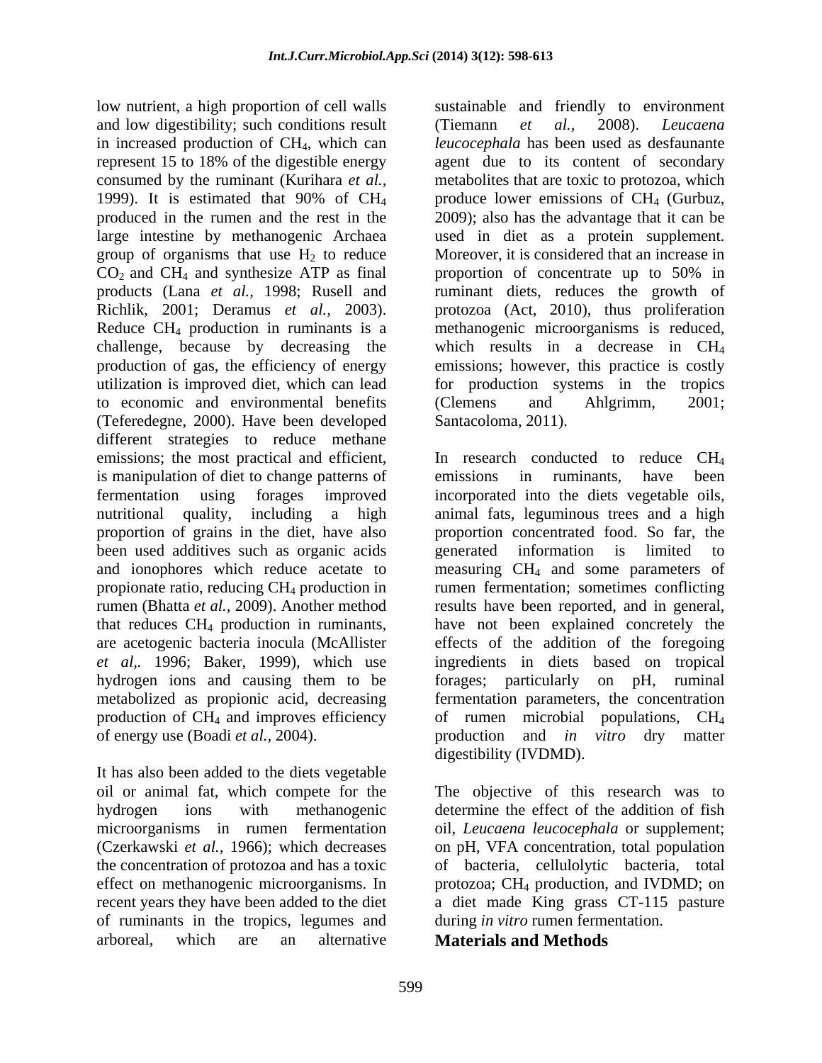low nutrient, a high proportion of cell walls and low digestibility; such conditions result in increased production of $CH_4$, which can represent 15 to 18% of the digestible energy consumed by the ruminant (Kurihara *et al.*, 1999). It is estimated that 90% of $CH_4$ produced in the rumen and the rest in the large intestine by methanogenic Archaea group of organisms that use $H_2$ to reduce $CO_2$ and $CH_4$ and synthesize ATP as final products (Lana *et al.*, 1998; Rusell and Richlik, 2001; Deramus *et al.*, 2003). Reduce $CH_4$ production in ruminants is a challenge, because by decreasing the production of gas, the efficiency of energy utilization is improved diet, which can lead to economic and environmental benefits (Teferedegne, 2000). Have been developed different strategies to reduce methane emissions; the most practical and efficient, is manipulation of diet to change patterns of fermentation using forages improved nutritional quality, including a high proportion of grains in the diet, have also been used additives such as organic acids and ionophores which reduce acetate to propionate ratio, reducing $CH_4$ production in rumen (Bhatta *et al.*, 2009). Another method that reduces $CH_4$ production in ruminants, are acetogenic bacteria inocula (McAllister *et al,.* 1996; Baker, 1999), which use hydrogen ions and causing them to be metabolized as propionic acid, decreasing production of $CH_4$ and improves efficiency of energy use (Boadi *et al.*, 2004).

It has also been added to the diets vegetable oil or animal fat, which compete for the hydrogen ions with methanogenic microorganisms in rumen fermentation (Czerkawski *et al.*, 1966); which decreases the concentration of protozoa and has a toxic effect on methanogenic microorganisms. In recent years they have been added to the diet of ruminants in the tropics, legumes and arboreal, which are an alternative sustainable and friendly to environment (Tiemann *et al.*, 2008). *Leucaena leucocephala* has been used as desfaunante agent due to its content of secondary metabolites that are toxic to protozoa, which produce lower emissions of $CH_4$ (Gurbuz, 2009); also has the advantage that it can be used in diet as a protein supplement. Moreover, it is considered that an increase in proportion of concentrate up to 50% in ruminant diets, reduces the growth of protozoa (Act, 2010), thus proliferation methanogenic microorganisms is reduced, which results in a decrease in $CH_4$ emissions; however, this practice is costly for production systems in the tropics (Clemens and Ahlgrimm, 2001; Santacoloma, 2011).

In research conducted to reduce $CH_4$ emissions in ruminants, have been incorporated into the diets vegetable oils, animal fats, leguminous trees and a high proportion concentrated food. So far, the generated information is limited to measuring $CH_4$ and some parameters of rumen fermentation; sometimes conflicting results have been reported, and in general, have not been explained concretely the effects of the addition of the foregoing ingredients in diets based on tropical forages; particularly on pH, ruminal fermentation parameters, the concentration of rumen microbial populations, $CH_4$ production and *in vitro* dry matter digestibility (IVDMD).

The objective of this research was to determine the effect of the addition of fish oil, *Leucaena leucocephala* or supplement; on pH, VFA concentration, total population of bacteria, cellulolytic bacteria, total protozoa; $CH_4$ production, and IVDMD; on a diet made King grass CT-115 pasture during *in vitro* rumen fermentation.

## Materials and Methods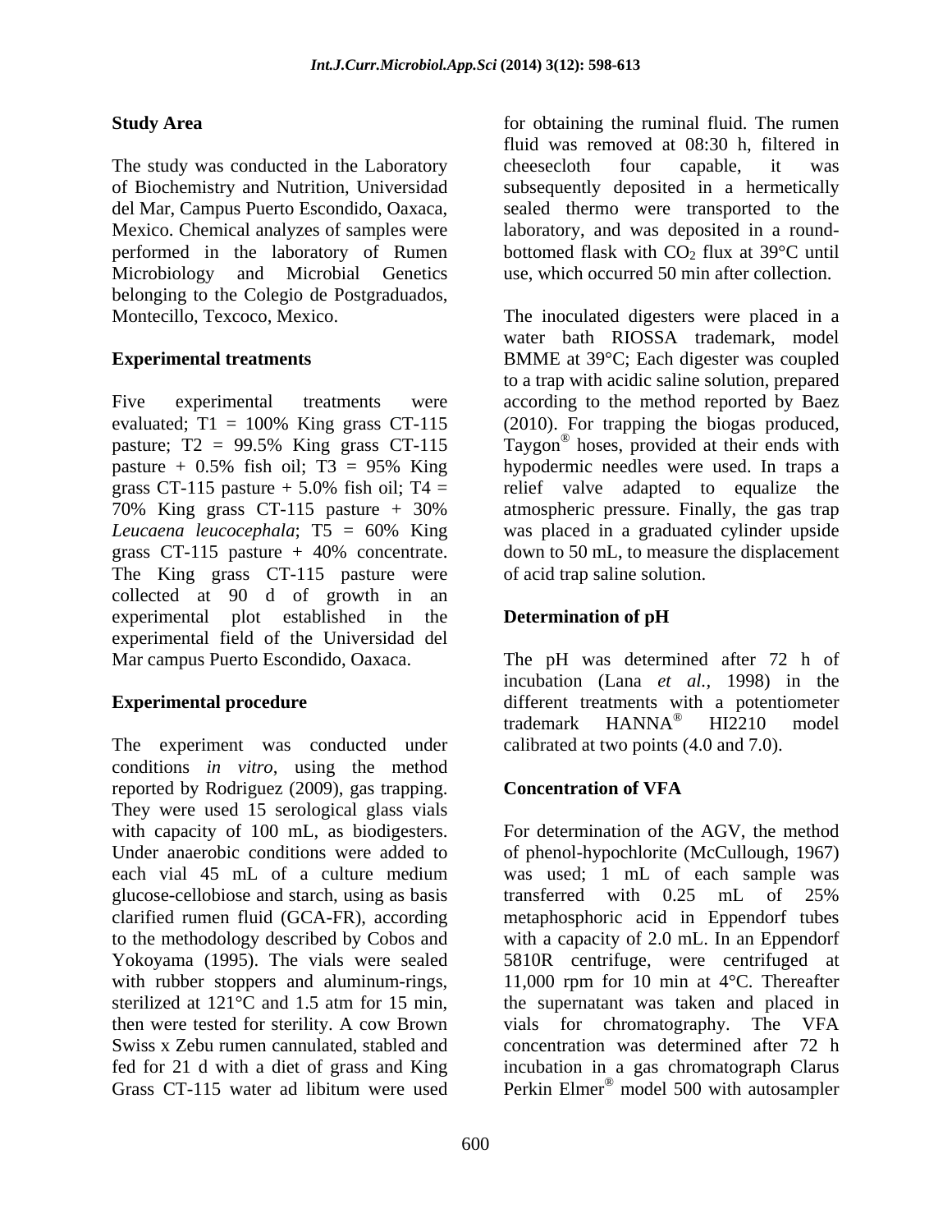## Study Area

The study was conducted in the Laboratory of Biochemistry and Nutrition, Universidad del Mar, Campus Puerto Escondido, Oaxaca, Mexico. Chemical analyzes of samples were performed in the laboratory of Rumen Microbiology and Microbial Genetics belonging to the Colegio de Postgraduados, Montecillo, Texcoco, Mexico.

## Experimental treatments

Five experimental treatments were evaluated; T1 = 100% King grass CT-115 pasture; T2 = 99.5% King grass CT-115 pasture + 0.5% fish oil; T3 = 95% King grass CT-115 pasture + 5.0% fish oil; T4 = 70% King grass CT-115 pasture + 30% *Leucaena leucocephala*; T5 = 60% King grass CT-115 pasture + 40% concentrate. The King grass CT-115 pasture were collected at 90 d of growth in an experimental plot established in the experimental field of the Universidad del Mar campus Puerto Escondido, Oaxaca.

## Experimental procedure

The experiment was conducted under conditions *in vitro*, using the method reported by Rodriguez (2009), gas trapping. They were used 15 serological glass vials with capacity of 100 mL, as biodigesters. Under anaerobic conditions were added to each vial 45 mL of a culture medium glucose-cellobiose and starch, using as basis clarified rumen fluid (GCA-FR), according to the methodology described by Cobos and Yokoyama (1995). The vials were sealed with rubber stoppers and aluminum-rings, sterilized at 121°C and 1.5 atm for 15 min, then were tested for sterility. A cow Brown Swiss x Zebu rumen cannulated, stabled and fed for 21 d with a diet of grass and King Grass CT-115 water ad libitum were used for obtaining the ruminal fluid. The rumen fluid was removed at 08:30 h, filtered in cheesecloth four capable, it was subsequently deposited in a hermetically sealed thermo were transported to the laboratory, and was deposited in a round-bottomed flask with $CO_2$ flux at 39°C until use, which occurred 50 min after collection.

The inoculated digesters were placed in a water bath RIOSSA trademark, model BMME at 39°C; Each digester was coupled to a trap with acidic saline solution, prepared according to the method reported by Baez (2010). For trapping the biogas produced, Taygon® hoses, provided at their ends with hypodermic needles were used. In traps a relief valve adapted to equalize the atmospheric pressure. Finally, the gas trap was placed in a graduated cylinder upside down to 50 mL, to measure the displacement of acid trap saline solution.

## Determination of pH

The pH was determined after 72 h of incubation (Lana *et al.,* 1998) in the different treatments with a potentiometer trademark HANNA® HI2210 model calibrated at two points (4.0 and 7.0).

## Concentration of VFA

For determination of the AGV, the method of phenol-hypochlorite (McCullough, 1967) was used; 1 mL of each sample was transferred with 0.25 mL of 25% metaphosphoric acid in Eppendorf tubes with a capacity of 2.0 mL. In an Eppendorf 5810R centrifuge, were centrifuged at 11,000 rpm for 10 min at 4°C. Thereafter the supernatant was taken and placed in vials for chromatography. The VFA concentration was determined after 72 h incubation in a gas chromatograph Clarus Perkin Elmer® model 500 with autosampler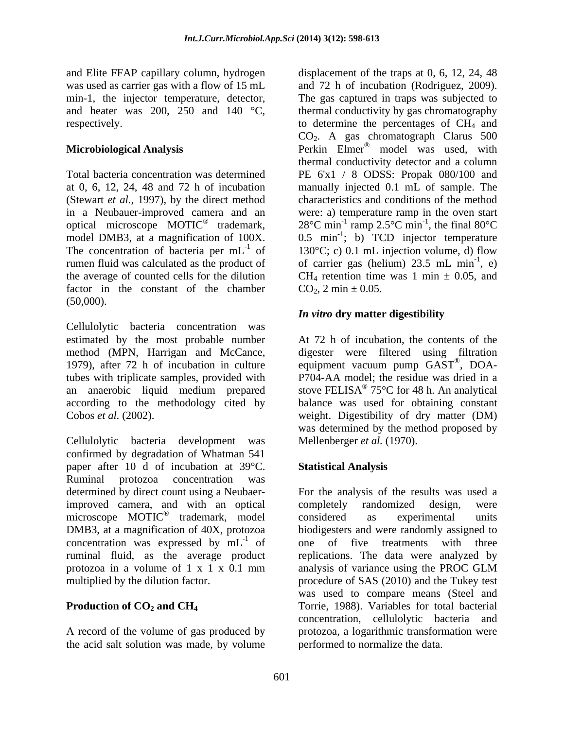and Elite FFAP capillary column, hydrogen was used as carrier gas with a flow of 15 mL min-1, the injector temperature, detector, and heater was 200, 250 and 140 °C, respectively.

## Microbiological Analysis

Total bacteria concentration was determined at 0, 6, 12, 24, 48 and 72 h of incubation (Stewart *et al.*, 1997), by the direct method in a Neubauer-improved camera and an optical microscope MOTIC® trademark, model DMB3, at a magnification of 100X. The concentration of bacteria per $mL^{-1}$ of rumen fluid was calculated as the product of the average of counted cells for the dilution factor in the constant of the chamber (50,000).

Cellulolytic bacteria concentration was estimated by the most probable number method (MPN, Harrigan and McCance, 1979), after 72 h of incubation in culture tubes with triplicate samples, provided with an anaerobic liquid medium prepared according to the methodology cited by Cobos *et al.* (2002).

Cellulolytic bacteria development was confirmed by degradation of Whatman 541 paper after 10 d of incubation at 39°C. Ruminal protozoa concentration was determined by direct count using a Neubaer-improved camera, and with an optical microscope MOTIC® trademark, model DMB3, at a magnification of 40X, protozoa concentration was expressed by $mL^{-1}$ of ruminal fluid, as the average product protozoa in a volume of 1 x 1 x 0.1 mm multiplied by the dilution factor.

## Production of $CO_2$ and $CH_4$

A record of the volume of gas produced by the acid salt solution was made, by volume displacement of the traps at 0, 6, 12, 24, 48 and 72 h of incubation (Rodriguez, 2009). The gas captured in traps was subjected to thermal conductivity by gas chromatography to determine the percentages of $CH_4$ and $CO_2$. A gas chromatograph Clarus 500 Perkin Elmer® model was used, with thermal conductivity detector and a column PE 6'x1 / 8 ODSS: Propak 080/100 and manually injected 0.1 mL of sample. The characteristics and conditions of the method were: a) temperature ramp in the oven start 28°C $min^{-1}$ ramp 2.5°C $min^{-1}$, the final 80°C 0.5 $min^{-1}$; b) TCD injector temperature 130°C; c) 0.1 mL injection volume, d) flow of carrier gas (helium) 23.5 mL $min^{-1}$, e) $CH_4$ retention time was 1 min ± 0.05, and $CO_2$, 2 min ± 0.05.

## *In vitro* dry matter digestibility

At 72 h of incubation, the contents of the digester were filtered using filtration equipment vacuum pump GAST®, DOA-P704-AA model; the residue was dried in a stove FELISA® 75°C for 48 h. An analytical balance was used for obtaining constant weight. Digestibility of dry matter (DM) was determined by the method proposed by Mellenberger *et al.* (1970).

## Statistical Analysis

For the analysis of the results was used a completely randomized design, were considered as experimental units biodigesters and were randomly assigned to one of five treatments with three replications. The data were analyzed by analysis of variance using the PROC GLM procedure of SAS (2010) and the Tukey test was used to compare means (Steel and Torrie, 1988). Variables for total bacterial concentration, cellulolytic bacteria and protozoa, a logarithmic transformation were performed to normalize the data.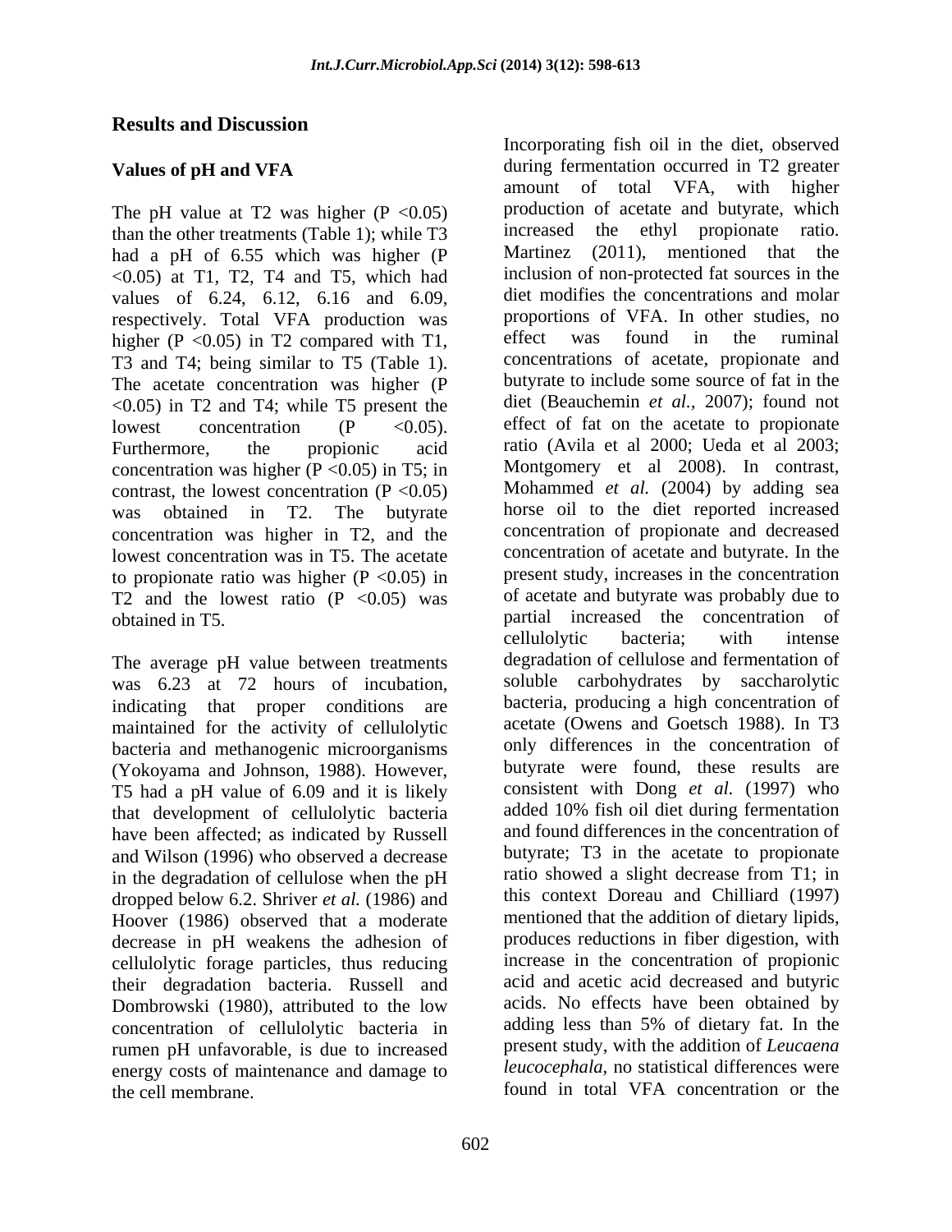## Results and Discussion

### Values of pH and VFA

The pH value at T2 was higher ($P < 0.05$) than the other treatments (Table 1); while T3 had a pH of 6.55 which was higher ($P < 0.05$) at T1, T2, T4 and T5, which had values of 6.24, 6.12, 6.16 and 6.09, respectively. Total VFA production was higher ($P < 0.05$) in T2 compared with T1, T3 and T4; being similar to T5 (Table 1). The acetate concentration was higher ($P < 0.05$) in T2 and T4; while T5 present the lowest concentration ($P < 0.05$). Furthermore, the propionic acid concentration was higher ($P < 0.05$) in T5; in contrast, the lowest concentration ($P < 0.05$) was obtained in T2. The butyrate concentration was higher in T2, and the lowest concentration was in T5. The acetate to propionate ratio was higher ($P < 0.05$) in T2 and the lowest ratio ($P < 0.05$) was obtained in T5.

The average pH value between treatments was 6.23 at 72 hours of incubation, indicating that proper conditions are maintained for the activity of cellulolytic bacteria and methanogenic microorganisms (Yokoyama and Johnson, 1988). However, T5 had a pH value of 6.09 and it is likely that development of cellulolytic bacteria have been affected; as indicated by Russell and Wilson (1996) who observed a decrease in the degradation of cellulose when the pH dropped below 6.2. Shriver *et al.* (1986) and Hoover (1986) observed that a moderate decrease in pH weakens the adhesion of cellulolytic forage particles, thus reducing their degradation bacteria. Russell and Dombrowski (1980), attributed to the low concentration of cellulolytic bacteria in rumen pH unfavorable, is due to increased energy costs of maintenance and damage to the cell membrane.

Incorporating fish oil in the diet, observed during fermentation occurred in T2 greater amount of total VFA, with higher production of acetate and butyrate, which increased the ethyl propionate ratio. Martinez (2011), mentioned that the inclusion of non-protected fat sources in the diet modifies the concentrations and molar proportions of VFA. In other studies, no effect was found in the ruminal concentrations of acetate, propionate and butyrate to include some source of fat in the diet (Beauchemin *et al.*, 2007); found not effect of fat on the acetate to propionate ratio (Avila et al 2000; Ueda et al 2003; Montgomery et al 2008). In contrast, Mohammed *et al.* (2004) by adding sea horse oil to the diet reported increased concentration of propionate and decreased concentration of acetate and butyrate. In the present study, increases in the concentration of acetate and butyrate was probably due to partial increased the concentration of cellulolytic bacteria; with intense degradation of cellulose and fermentation of soluble carbohydrates by saccharolytic bacteria, producing a high concentration of acetate (Owens and Goetsch 1988). In T3 only differences in the concentration of butyrate were found, these results are consistent with Dong *et al.* (1997) who added 10% fish oil diet during fermentation and found differences in the concentration of butyrate; T3 in the acetate to propionate ratio showed a slight decrease from T1; in this context Doreau and Chilliard (1997) mentioned that the addition of dietary lipids, produces reductions in fiber digestion, with increase in the concentration of propionic acid and acetic acid decreased and butyric acids. No effects have been obtained by adding less than 5% of dietary fat. In the present study, with the addition of *Leucaena leucocephala*, no statistical differences were found in total VFA concentration or the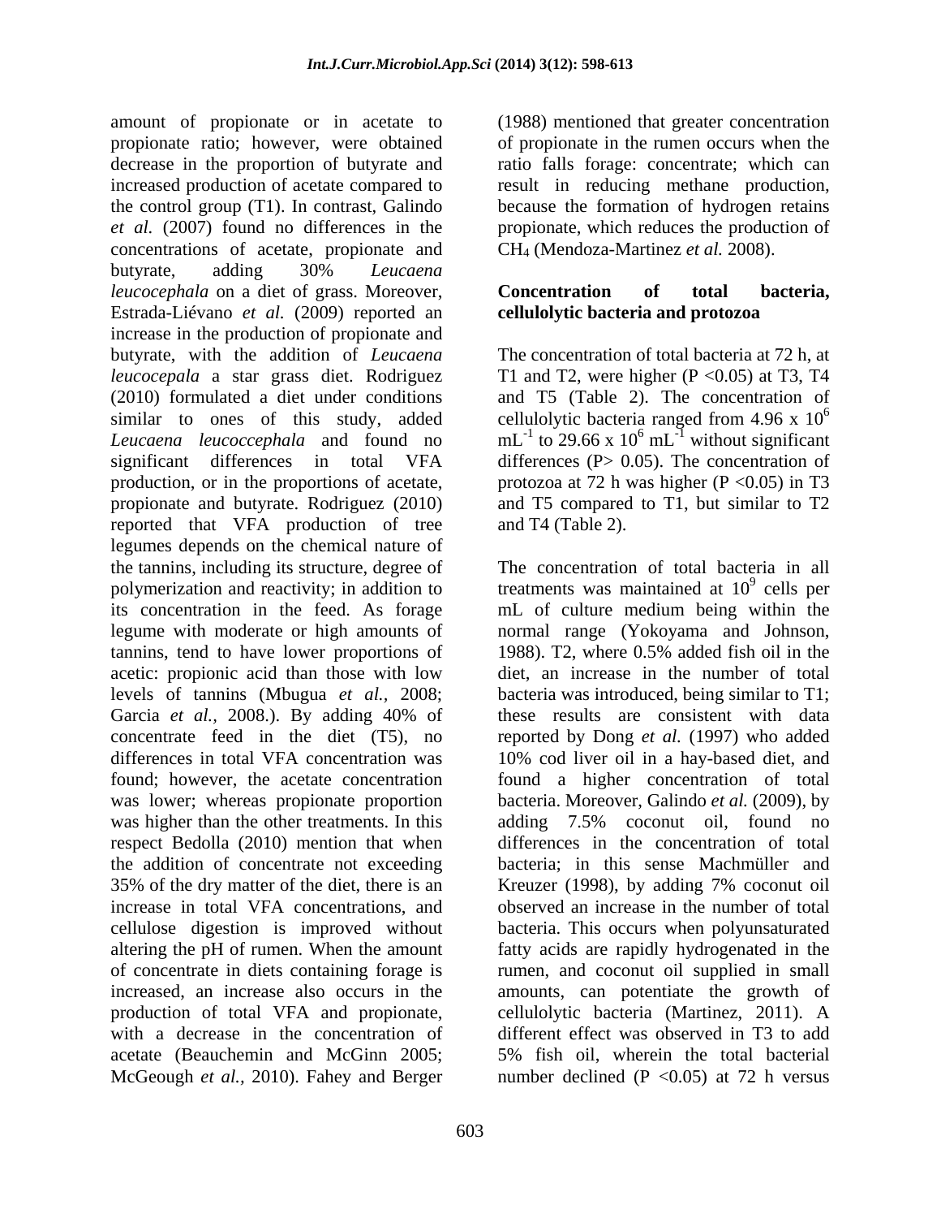amount of propionate or in acetate to propionate ratio; however, were obtained decrease in the proportion of butyrate and increased production of acetate compared to the control group (T1). In contrast, Galindo *et al.* (2007) found no differences in the concentrations of acetate, propionate and butyrate, adding 30% *Leucaena leucocephala* on a diet of grass. Moreover, Estrada-Liévano *et al.* (2009) reported an increase in the production of propionate and butyrate, with the addition of *Leucaena leucocepala* a star grass diet. Rodriguez (2010) formulated a diet under conditions similar to ones of this study, added *Leucaena leucoccephala* and found no significant differences in total VFA production, or in the proportions of acetate, propionate and butyrate. Rodriguez (2010) reported that VFA production of tree legumes depends on the chemical nature of the tannins, including its structure, degree of polymerization and reactivity; in addition to its concentration in the feed. As forage legume with moderate or high amounts of tannins, tend to have lower proportions of acetic: propionic acid than those with low levels of tannins (Mbugua *et al.,* 2008; Garcia *et al.,* 2008.). By adding 40% of concentrate feed in the diet (T5), no differences in total VFA concentration was found; however, the acetate concentration was lower; whereas propionate proportion was higher than the other treatments. In this respect Bedolla (2010) mention that when the addition of concentrate not exceeding 35% of the dry matter of the diet, there is an increase in total VFA concentrations, and cellulose digestion is improved without altering the pH of rumen. When the amount of concentrate in diets containing forage is increased, an increase also occurs in the production of total VFA and propionate, with a decrease in the concentration of acetate (Beauchemin and McGinn 2005; McGeough *et al.,* 2010). Fahey and Berger (1988) mentioned that greater concentration of propionate in the rumen occurs when the ratio falls forage: concentrate; which can result in reducing methane production, because the formation of hydrogen retains propionate, which reduces the production of $CH_4$ (Mendoza-Martinez *et al.* 2008).

## Concentration of total bacteria, cellulolytic bacteria and protozoa

The concentration of total bacteria at 72 h, at T1 and T2, were higher ($P < 0.05$) at T3, T4 and T5 (Table 2). The concentration of cellulolytic bacteria ranged from $4.96 \times 10^6$ $mL^{-1}$ to $29.66 \times 10^6$ $mL^{-1}$ without significant differences ($P > 0.05$). The concentration of protozoa at 72 h was higher ($P < 0.05$) in T3 and T5 compared to T1, but similar to T2 and T4 (Table 2).

The concentration of total bacteria in all treatments was maintained at $10^9$ cells per mL of culture medium being within the normal range (Yokoyama and Johnson, 1988). T2, where 0.5% added fish oil in the diet, an increase in the number of total bacteria was introduced, being similar to T1; these results are consistent with data reported by Dong *et al.* (1997) who added 10% cod liver oil in a hay-based diet, and found a higher concentration of total bacteria. Moreover, Galindo *et al.* (2009), by adding 7.5% coconut oil, found no differences in the concentration of total bacteria; in this sense Machmüller and Kreuzer (1998), by adding 7% coconut oil observed an increase in the number of total bacteria. This occurs when polyunsaturated fatty acids are rapidly hydrogenated in the rumen, and coconut oil supplied in small amounts, can potentiate the growth of cellulolytic bacteria (Martinez, 2011). A different effect was observed in T3 to add 5% fish oil, wherein the total bacterial number declined ($P < 0.05$) at 72 h versus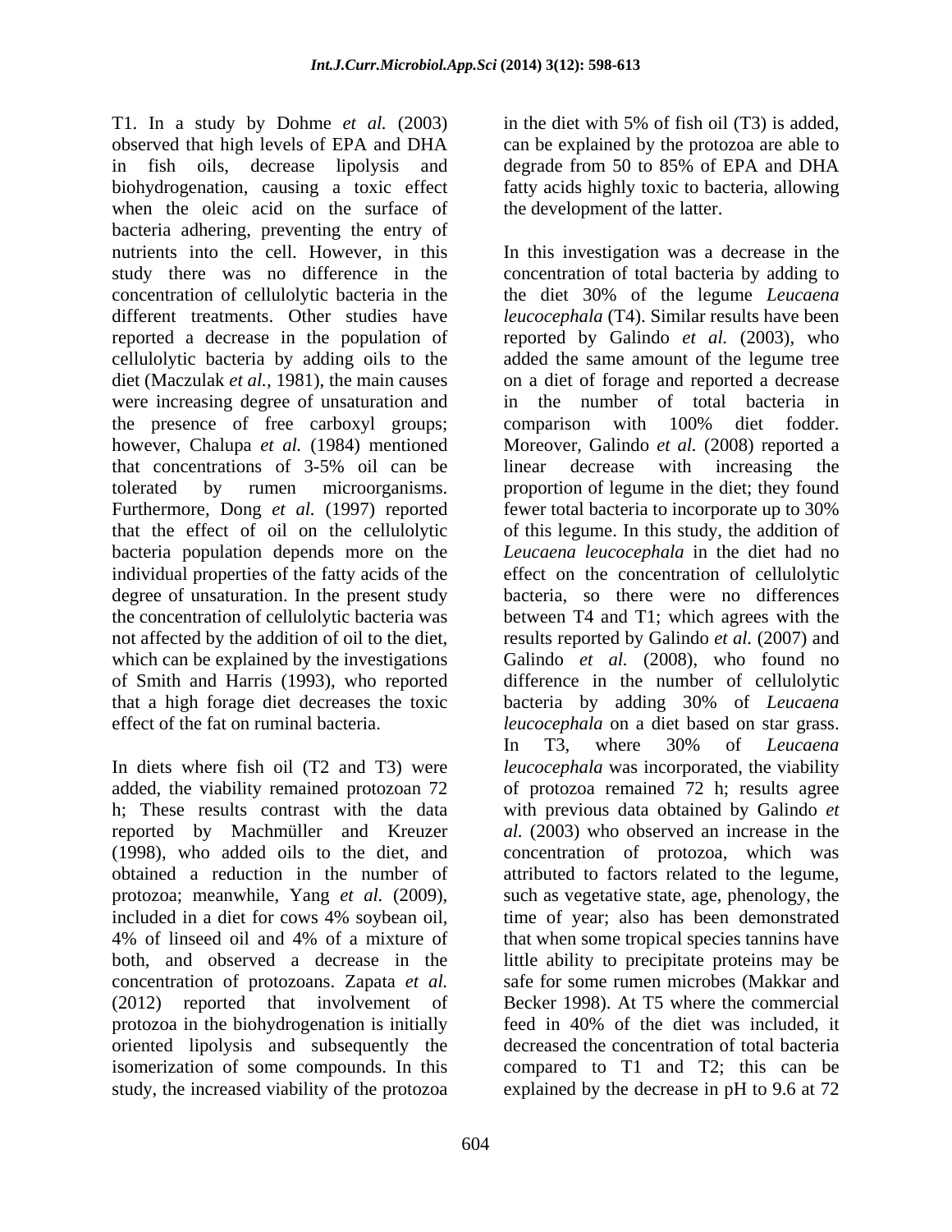T1. In a study by Dohme *et al.* (2003) observed that high levels of EPA and DHA in fish oils, decrease lipolysis and biohydrogenation, causing a toxic effect when the oleic acid on the surface of bacteria adhering, preventing the entry of nutrients into the cell. However, in this study there was no difference in the concentration of cellulolytic bacteria in the different treatments. Other studies have reported a decrease in the population of cellulolytic bacteria by adding oils to the diet (Maczulak *et al.*, 1981), the main causes were increasing degree of unsaturation and the presence of free carboxyl groups; however, Chalupa *et al.* (1984) mentioned that concentrations of 3-5% oil can be tolerated by rumen microorganisms. Furthermore, Dong *et al.* (1997) reported that the effect of oil on the cellulolytic bacteria population depends more on the individual properties of the fatty acids of the degree of unsaturation. In the present study the concentration of cellulolytic bacteria was not affected by the addition of oil to the diet, which can be explained by the investigations of Smith and Harris (1993), who reported that a high forage diet decreases the toxic effect of the fat on ruminal bacteria.

In diets where fish oil (T2 and T3) were added, the viability remained protozoan 72 h; These results contrast with the data reported by Machmüller and Kreuzer (1998), who added oils to the diet, and obtained a reduction in the number of protozoa; meanwhile, Yang *et al.* (2009), included in a diet for cows 4% soybean oil, 4% of linseed oil and 4% of a mixture of both, and observed a decrease in the concentration of protozoans. Zapata *et al.* (2012) reported that involvement of protozoa in the biohydrogenation is initially oriented lipolysis and subsequently the isomerization of some compounds. In this study, the increased viability of the protozoa in the diet with 5% of fish oil (T3) is added, can be explained by the protozoa are able to degrade from 50 to 85% of EPA and DHA fatty acids highly toxic to bacteria, allowing the development of the latter.

In this investigation was a decrease in the concentration of total bacteria by adding to the diet 30% of the legume *Leucaena leucocephala* (T4). Similar results have been reported by Galindo *et al.* (2003), who added the same amount of the legume tree on a diet of forage and reported a decrease in the number of total bacteria in comparison with 100% diet fodder. Moreover, Galindo *et al.* (2008) reported a linear decrease with increasing the proportion of legume in the diet; they found fewer total bacteria to incorporate up to 30% of this legume. In this study, the addition of *Leucaena leucocephala* in the diet had no effect on the concentration of cellulolytic bacteria, so there were no differences between T4 and T1; which agrees with the results reported by Galindo *et al.* (2007) and Galindo *et al.* (2008), who found no difference in the number of cellulolytic bacteria by adding 30% of *Leucaena leucocephala* on a diet based on star grass. In T3, where 30% of *Leucaena leucocephala* was incorporated, the viability of protozoa remained 72 h; results agree with previous data obtained by Galindo *et al.* (2003) who observed an increase in the concentration of protozoa, which was attributed to factors related to the legume, such as vegetative state, age, phenology, the time of year; also has been demonstrated that when some tropical species tannins have little ability to precipitate proteins may be safe for some rumen microbes (Makkar and Becker 1998). At T5 where the commercial feed in 40% of the diet was included, it decreased the concentration of total bacteria compared to T1 and T2; this can be explained by the decrease in pH to 9.6 at 72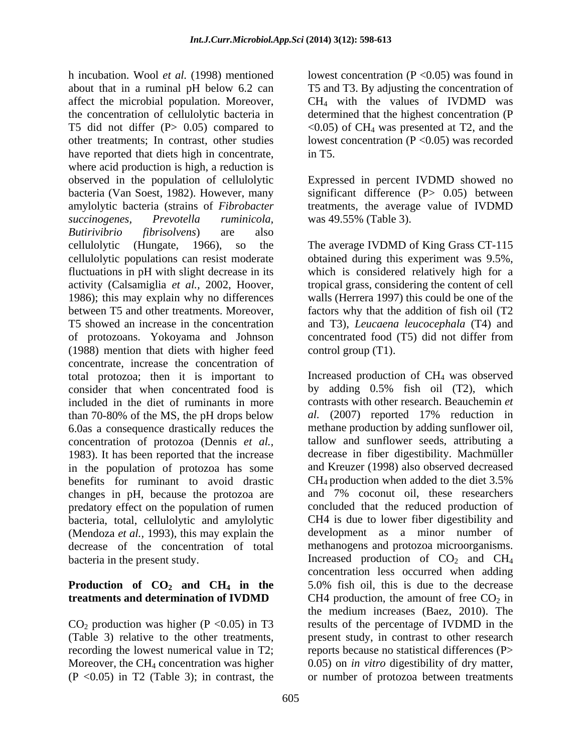h incubation. Wool *et al.* (1998) mentioned about that in a ruminal pH below 6.2 can affect the microbial population. Moreover, the concentration of cellulolytic bacteria in T5 did not differ (P> 0.05) compared to other treatments; In contrast, other studies have reported that diets high in concentrate, where acid production is high, a reduction is observed in the population of cellulolytic bacteria (Van Soest, 1982). However, many amylolytic bacteria (strains of *Fibrobacter succinogenes, Prevotella ruminicola, Butirivibrio fibrisolvens*) are also cellulolytic (Hungate, 1966), so the cellulolytic populations can resist moderate fluctuations in pH with slight decrease in its activity (Calsamiglia *et al.,* 2002, Hoover, 1986); this may explain why no differences between T5 and other treatments. Moreover, T5 showed an increase in the concentration of protozoans. Yokoyama and Johnson (1988) mention that diets with higher feed concentrate, increase the concentration of total protozoa; then it is important to consider that when concentrated food is included in the diet of ruminants in more than 70-80% of the MS, the pH drops below 6.0as a consequence drastically reduces the concentration of protozoa (Dennis *et al.,* 1983). It has been reported that the increase in the population of protozoa has some benefits for ruminant to avoid drastic changes in pH, because the protozoa are predatory effect on the population of rumen bacteria, total, cellulolytic and amylolytic (Mendoza *et al.,* 1993), this may explain the decrease of the concentration of total bacteria in the present study.

## Production of $CO_2$ and $CH_4$ in the treatments and determination of IVDMD

$CO_2$ production was higher (P <0.05) in T3 (Table 3) relative to the other treatments, recording the lowest numerical value in T2; Moreover, the $CH_4$ concentration was higher (P <0.05) in T2 (Table 3); in contrast, the lowest concentration (P <0.05) was found in T5 and T3. By adjusting the concentration of $CH_4$ with the values of IVDMD was determined that the highest concentration (P <0.05) of $CH_4$ was presented at T2, and the lowest concentration (P <0.05) was recorded in T5.

Expressed in percent IVDMD showed no significant difference (P> 0.05) between treatments, the average value of IVDMD was 49.55% (Table 3).

The average IVDMD of King Grass CT-115 obtained during this experiment was 9.5%, which is considered relatively high for a tropical grass, considering the content of cell walls (Herrera 1997) this could be one of the factors why that the addition of fish oil (T2 and T3), *Leucaena leucocephala* (T4) and concentrated food (T5) did not differ from control group (T1).

Increased production of $CH_4$ was observed by adding 0.5% fish oil (T2), which contrasts with other research. Beauchemin *et al.* (2007) reported 17% reduction in methane production by adding sunflower oil, tallow and sunflower seeds, attributing a decrease in fiber digestibility. Machmüller and Kreuzer (1998) also observed decreased $CH_4$ production when added to the diet 3.5% and 7% coconut oil, these researchers concluded that the reduced production of CH4 is due to lower fiber digestibility and development as a minor number of methanogens and protozoa microorganisms. Increased production of $CO_2$ and $CH_4$ concentration less occurred when adding 5.0% fish oil, this is due to the decrease CH4 production, the amount of free $CO_2$ in the medium increases (Baez, 2010). The results of the percentage of IVDMD in the present study, in contrast to other research reports because no statistical differences (P> 0.05) on *in vitro* digestibility of dry matter, or number of protozoa between treatments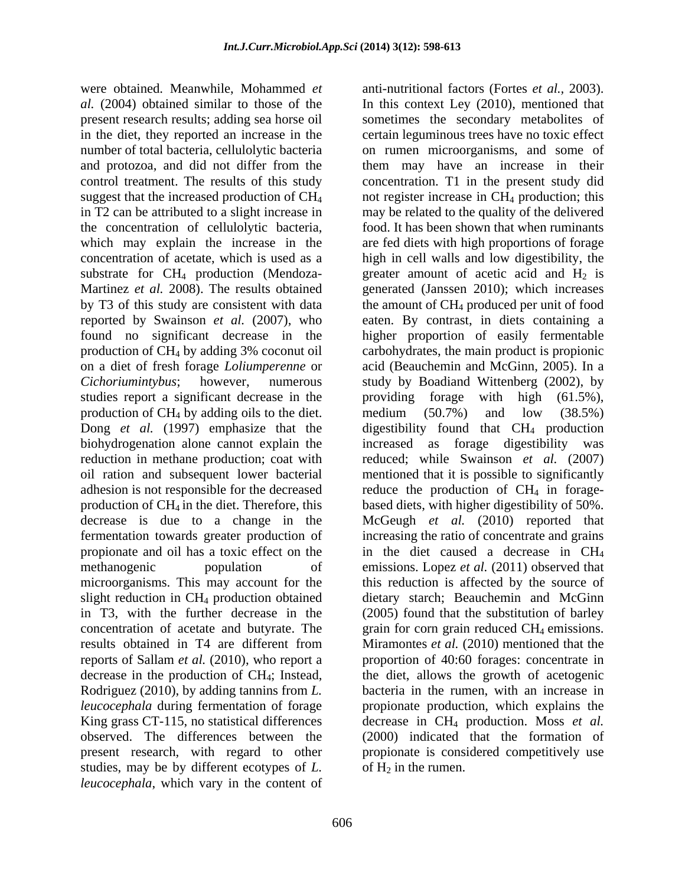were obtained. Meanwhile, Mohammed *et al.* (2004) obtained similar to those of the present research results; adding sea horse oil in the diet, they reported an increase in the number of total bacteria, cellulolytic bacteria and protozoa, and did not differ from the control treatment. The results of this study suggest that the increased production of $CH_4$ in T2 can be attributed to a slight increase in the concentration of cellulolytic bacteria, which may explain the increase in the concentration of acetate, which is used as a substrate for $CH_4$ production (Mendoza-Martinez *et al.* 2008). The results obtained by T3 of this study are consistent with data reported by Swainson *et al.* (2007), who found no significant decrease in the production of $CH_4$ by adding 3% coconut oil on a diet of fresh forage *Loliumperenne* or *Cichoriumintybus*; however, numerous studies report a significant decrease in the production of $CH_4$ by adding oils to the diet. Dong *et al.* (1997) emphasize that the biohydrogenation alone cannot explain the reduction in methane production; coat with oil ration and subsequent lower bacterial adhesion is not responsible for the decreased production of $CH_4$ in the diet. Therefore, this decrease is due to a change in the fermentation towards greater production of propionate and oil has a toxic effect on the methanogenic population of microorganisms. This may account for the slight reduction in $CH_4$ production obtained in T3, with the further decrease in the concentration of acetate and butyrate. The results obtained in T4 are different from reports of Sallam *et al.* (2010), who report a decrease in the production of $CH_4$; Instead, Rodriguez (2010), by adding tannins from *L. leucocephala* during fermentation of forage King grass CT-115, no statistical differences observed. The differences between the present research, with regard to other studies, may be by different ecotypes of *L. leucocephala*, which vary in the content of anti-nutritional factors (Fortes *et al.*, 2003). In this context Ley (2010), mentioned that sometimes the secondary metabolites of certain leguminous trees have no toxic effect on rumen microorganisms, and some of them may have an increase in their concentration. T1 in the present study did not register increase in $CH_4$ production; this may be related to the quality of the delivered food. It has been shown that when ruminants are fed diets with high proportions of forage high in cell walls and low digestibility, the greater amount of acetic acid and $H_2$ is generated (Janssen 2010); which increases the amount of $CH_4$ produced per unit of food eaten. By contrast, in diets containing a higher proportion of easily fermentable carbohydrates, the main product is propionic acid (Beauchemin and McGinn, 2005). In a study by Boadiand Wittenberg (2002), by providing forage with high (61.5%), medium (50.7%) and low (38.5%) digestibility found that $CH_4$ production increased as forage digestibility was reduced; while Swainson *et al.* (2007) mentioned that it is possible to significantly reduce the production of $CH_4$ in forage-based diets, with higher digestibility of 50%. McGeugh *et al.* (2010) reported that increasing the ratio of concentrate and grains in the diet caused a decrease in $CH_4$ emissions. Lopez *et al.* (2011) observed that this reduction is affected by the source of dietary starch; Beauchemin and McGinn (2005) found that the substitution of barley grain for corn grain reduced $CH_4$ emissions. Miramontes *et al.* (2010) mentioned that the proportion of 40:60 forages: concentrate in the diet, allows the growth of acetogenic bacteria in the rumen, with an increase in propionate production, which explains the decrease in $CH_4$ production. Moss *et al.* (2000) indicated that the formation of propionate is considered competitively use of $H_2$ in the rumen.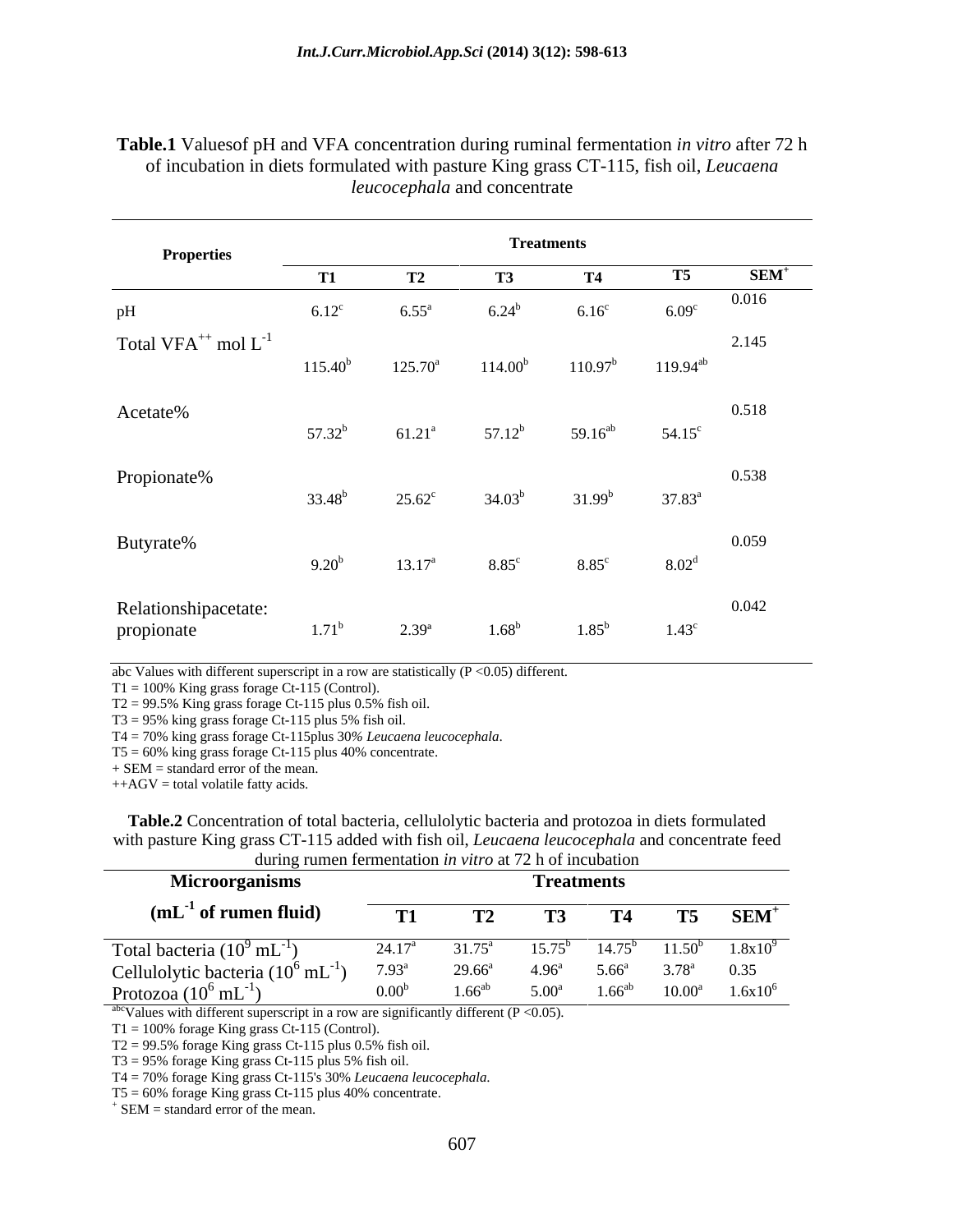**Table.1** Valuesof pH and VFA concentration during ruminal fermentation *in vitro* after 72 h of incubation in diets formulated with pasture King grass CT-115, fish oil, *Leucaena leucocephala* and concentrate

| Properties | Treatments | | | | | |
|---|---|---|---|---|---|---|
| | T1 | T2 | T3 | T4 | T5 | SEM[+] |
| pH | $6.12^{c}$ | $6.55^{a}$ | $6.24^{b}$ | $6.16^{c}$ | $6.09^{c}$ | 0.016 |
| Total VFA[++] mol $L^{-1}$ | $115.40^{b}$ | $125.70^{a}$ | $114.00^{b}$ | $110.97^{b}$ | $119.94^{ab}$ | 2.145 |
| Acetate% | $57.32^{b}$ | $61.21^{a}$ | $57.12^{b}$ | $59.16^{ab}$ | $54.15^{c}$ | 0.518 |
| Propionate% | $33.48^{b}$ | $25.62^{c}$ | $34.03^{b}$ | $31.99^{b}$ | $37.83^{a}$ | 0.538 |
| Butyrate% | $9.20^{b}$ | $13.17^{a}$ | $8.85^{c}$ | $8.85^{c}$ | $8.02^{d}$ | 0.059 |
| Relationshipacetate: propionate | $1.71^{b}$ | $2.39^{a}$ | $1.68^{b}$ | $1.85^{b}$ | $1.43^{c}$ | 0.042 |

abc Values with different superscript in a row are statistically (P <0.05) different.
T1 = 100% King grass forage Ct-115 (Control).
T2 = 99.5% King grass forage Ct-115 plus 0.5% fish oil.
T3 = 95% king grass forage Ct-115 plus 5% fish oil.
T4 = 70% king grass forage Ct-115plus 30% *Leucaena leucocephala*.
T5 = 60% king grass forage Ct-115 plus 40% concentrate.
+ SEM = standard error of the mean.
++AGV = total volatile fatty acids.

**Table.2** Concentration of total bacteria, cellulolytic bacteria and protozoa in diets formulated with pasture King grass CT-115 added with fish oil, *Leucaena leucocephala* and concentrate feed during rumen fermentation *in vitro* at 72 h of incubation

| Microorganisms ($mL^{-1}$ of rumen fluid) | Treatments | | | | | |
|---|---|---|---|---|---|---|
| | T1 | T2 | T3 | T4 | T5 | SEM[+] |
| Total bacteria ($10^{9}$ $mL^{-1}$) | $24.17^{a}$ | $31.75^{a}$ | $15.75^{b}$ | $14.75^{b}$ | $11.50^{b}$ | $1.8x10^{9}$ |
| Cellulolytic bacteria ($10^{6}$ $mL^{-1}$) | $7.93^{a}$ | $29.66^{a}$ | $4.96^{a}$ | $5.66^{a}$ | $3.78^{a}$ | 0.35 |
| Protozoa ($10^{6}$ $mL^{-1}$) | $0.00^{b}$ | $1.66^{ab}$ | $5.00^{a}$ | $1.66^{ab}$ | $10.00^{a}$ | $1.6x10^{6}$ |

[abc]Values with different superscript in a row are significantly different (P <0.05).
T1 = 100% forage King grass Ct-115 (Control).
T2 = 99.5% forage King grass Ct-115 plus 0.5% fish oil.
T3 = 95% forage King grass Ct-115 plus 5% fish oil.
T4 = 70% forage King grass Ct-115's 30% *Leucaena leucocephala.*
T5 = 60% forage King grass Ct-115 plus 40% concentrate.
[+] SEM = standard error of the mean.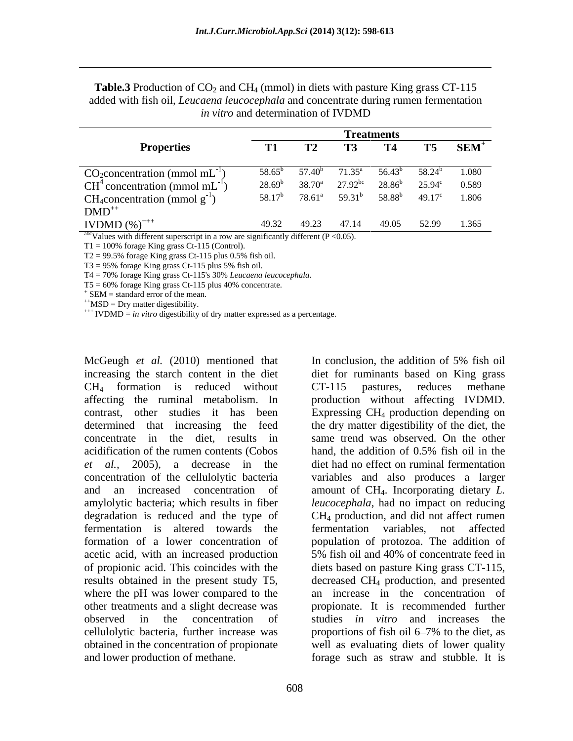**Table.3** Production of $CO_2$ and $CH_4$ (mmol) in diets with pasture King grass CT-115 added with fish oil, *Leucaena leucocephala* and concentrate during rumen fermentation *in vitro* and determination of IVDMD

| Properties | Treatments | | | | | |
|---|---|---|---|---|---|---|
| | T1 | T2 | T3 | T4 | T5 | SEM[+] |
| $CO_2$concentration (mmol $mL^{-1}$) | $58.65^b$ | $57.40^b$ | $71.35^a$ | $56.43^b$ | $58.24^b$ | 1.080 |
| $CH^4$ concentration (mmol $mL^{-1}$) | $28.69^b$ | $38.70^a$ | $27.92^{bc}$ | $28.86^b$ | $25.94^c$ | 0.589 |
| $CH_4$concentration (mmol $g^{-1}$) DMD[++] | $58.17^b$ | $78.61^a$ | $59.31^b$ | $58.88^b$ | $49.17^c$ | 1.806 |
| IVDMD (%)[+++] | 49.32 | 49.23 | 47.14 | 49.05 | 52.99 | 1.365 |

[abc]Values with different superscript in a row are significantly different ($P < 0.05$).
T1 = 100% forage King grass Ct-115 (Control).
T2 = 99.5% forage King grass Ct-115 plus 0.5% fish oil.
T3 = 95% forage King grass Ct-115 plus 5% fish oil.
T4 = 70% forage King grass Ct-115's 30% *Leucaena leucocephala*.
T5 = 60% forage King grass Ct-115 plus 40% concentrate.
[+] SEM = standard error of the mean.
[++]MSD = Dry matter digestibility.
[+++] IVDMD = *in vitro* digestibility of dry matter expressed as a percentage.

McGeugh *et al.* (2010) mentioned that increasing the starch content in the diet $CH_4$ formation is reduced without affecting the ruminal metabolism. In contrast, other studies it has been determined that increasing the feed concentrate in the diet, results in acidification of the rumen contents (Cobos *et al.,* 2005), a decrease in the concentration of the cellulolytic bacteria and an increased concentration of amylolytic bacteria; which results in fiber degradation is reduced and the type of fermentation is altered towards the formation of a lower concentration of acetic acid, with an increased production of propionic acid. This coincides with the results obtained in the present study T5, where the pH was lower compared to the other treatments and a slight decrease was observed in the concentration of cellulolytic bacteria, further increase was obtained in the concentration of propionate and lower production of methane.

In conclusion, the addition of 5% fish oil diet for ruminants based on King grass CT-115 pastures, reduces methane production without affecting IVDMD. Expressing $CH_4$ production depending on the dry matter digestibility of the diet, the same trend was observed. On the other hand, the addition of 0.5% fish oil in the diet had no effect on ruminal fermentation variables and also produces a larger amount of $CH_4$. Incorporating dietary *L. leucocephala*, had no impact on reducing $CH_4$ production, and did not affect rumen fermentation variables, not affected population of protozoa. The addition of 5% fish oil and 40% of concentrate feed in diets based on pasture King grass CT-115, decreased $CH_4$ production, and presented an increase in the concentration of propionate. It is recommended further studies *in vitro* and increases the proportions of fish oil 6–7% to the diet, as well as evaluating diets of lower quality forage such as straw and stubble. It is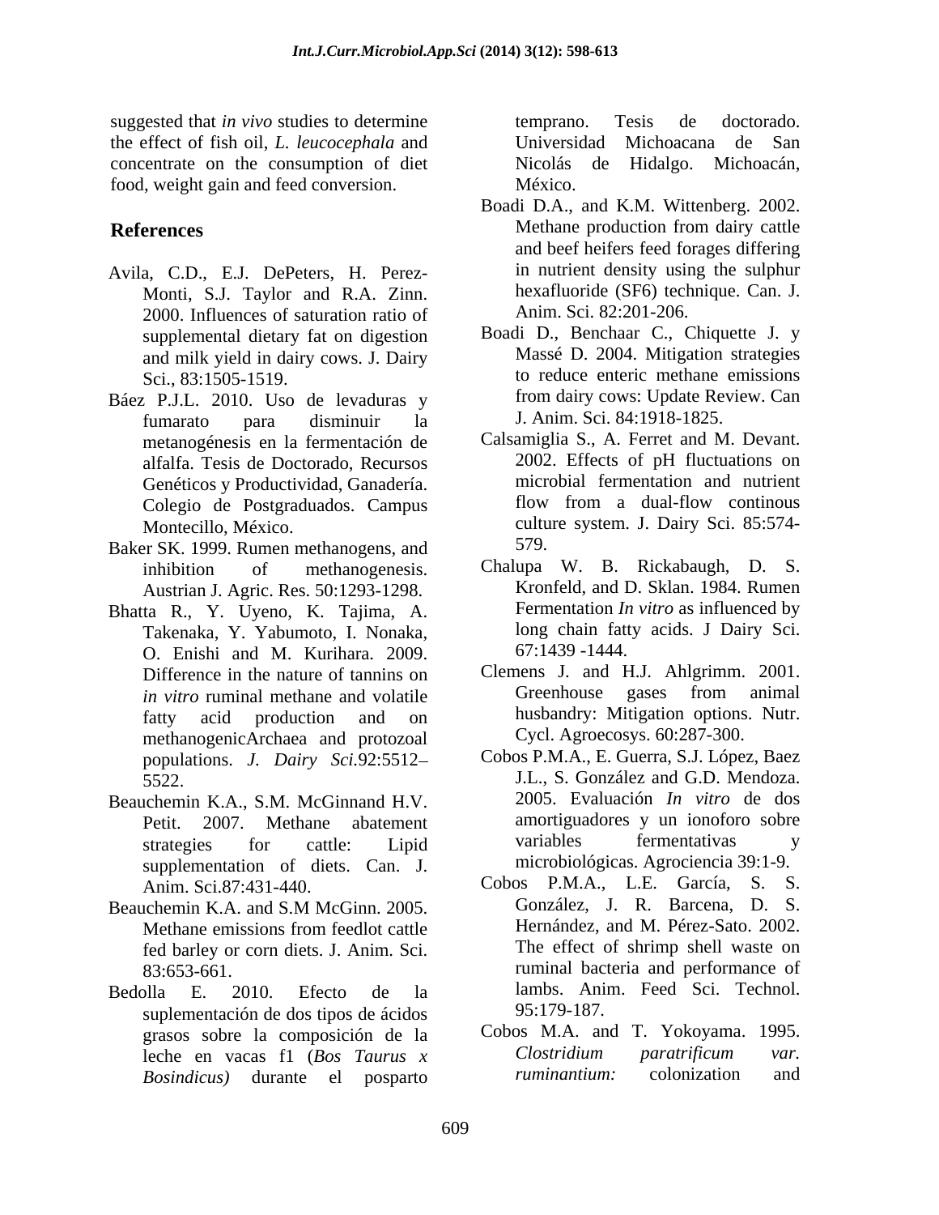suggested that *in vivo* studies to determine the effect of fish oil, *L. leucocephala* and concentrate on the consumption of diet food, weight gain and feed conversion.

## References

Avila, C.D., E.J. DePeters, H. Perez-Monti, S.J. Taylor and R.A. Zinn. 2000. Influences of saturation ratio of supplemental dietary fat on digestion and milk yield in dairy cows. J. Dairy Sci., 83:1505-1519.

Báez P.J.L. 2010. Uso de levaduras y fumarato para disminuir la metanogénesis en la fermentación de alfalfa. Tesis de Doctorado, Recursos Genéticos y Productividad, Ganadería. Colegio de Postgraduados. Campus Montecillo, México.

Baker SK. 1999. Rumen methanogens, and inhibition of methanogenesis. Austrian J. Agric. Res. 50:1293-1298.

Bhatta R., Y. Uyeno, K. Tajima, A. Takenaka, Y. Yabumoto, I. Nonaka, O. Enishi and M. Kurihara. 2009. Difference in the nature of tannins on *in vitro* ruminal methane and volatile fatty acid production and on methanogenicArchaea and protozoal populations. *J. Dairy Sci.*92:5512–5522.

Beauchemin K.A., S.M. McGinnand H.V. Petit. 2007. Methane abatement strategies for cattle: Lipid supplementation of diets. Can. J. Anim. Sci.87:431-440.

Beauchemin K.A. and S.M McGinn. 2005. Methane emissions from feedlot cattle fed barley or corn diets. J. Anim. Sci. 83:653-661.

Bedolla E. 2010. Efecto de la suplementación de dos tipos de ácidos grasos sobre la composición de la leche en vacas f1 (*Bos Taurus x Bosindicus)* durante el posparto temprano. Tesis de doctorado. Universidad Michoacana de San Nicolás de Hidalgo. Michoacán, México.

Boadi D.A., and K.M. Wittenberg. 2002. Methane production from dairy cattle and beef heifers feed forages differing in nutrient density using the sulphur hexafluoride (SF6) technique. Can. J. Anim. Sci. 82:201-206.

Boadi D., Benchaar C., Chiquette J. y Massé D. 2004. Mitigation strategies to reduce enteric methane emissions from dairy cows: Update Review. Can J. Anim. Sci. 84:1918-1825.

Calsamiglia S., A. Ferret and M. Devant. 2002. Effects of pH fluctuations on microbial fermentation and nutrient flow from a dual-flow continous culture system. J. Dairy Sci. 85:574-579.

Chalupa W. B. Rickabaugh, D. S. Kronfeld, and D. Sklan. 1984. Rumen Fermentation *In vitro* as influenced by long chain fatty acids. J Dairy Sci. 67:1439 -1444.

Clemens J. and H.J. Ahlgrimm. 2001. Greenhouse gases from animal husbandry: Mitigation options. Nutr. Cycl. Agroecosys. 60:287-300.

Cobos P.M.A., E. Guerra, S.J. López, Baez J.L., S. González and G.D. Mendoza. 2005. Evaluación *In vitro* de dos amortiguadores y un ionoforo sobre variables fermentativas y microbiológicas. Agrociencia 39:1-9.

Cobos P.M.A., L.E. García, S. S. González, J. R. Barcena, D. S. Hernández, and M. Pérez-Sato. 2002. The effect of shrimp shell waste on ruminal bacteria and performance of lambs. Anim. Feed Sci. Technol. 95:179-187.

Cobos M.A. and T. Yokoyama. 1995. *Clostridium paratrificum var. ruminantium:* colonization and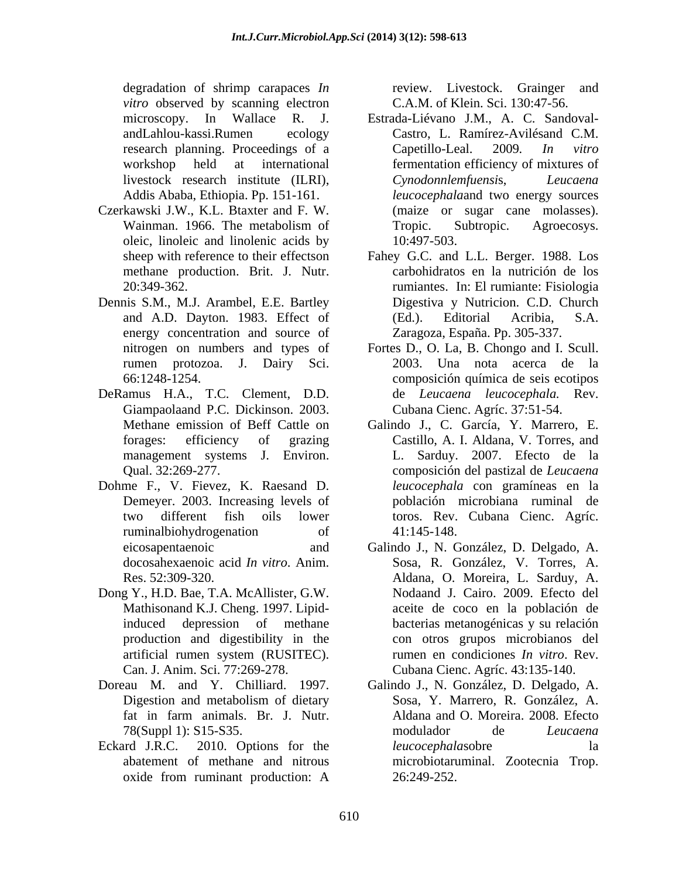degradation of shrimp carapaces *In vitro* observed by scanning electron microscopy. In Wallace R. J. andLahlou-kassi.Rumen ecology research planning. Proceedings of a workshop held at international livestock research institute (ILRI), Addis Ababa, Ethiopia. Pp. 151-161.

Czerkawski J.W., K.L. Btaxter and F. W. Wainman. 1966. The metabolism of oleic, linoleic and linolenic acids by sheep with reference to their effectson methane production. Brit. J. Nutr. 20:349-362.

Dennis S.M., M.J. Arambel, E.E. Bartley and A.D. Dayton. 1983. Effect of energy concentration and source of nitrogen on numbers and types of rumen protozoa. J. Dairy Sci. 66:1248-1254.

DeRamus H.A., T.C. Clement, D.D. Giampaolaand P.C. Dickinson. 2003. Methane emission of Beff Cattle on forages: efficiency of grazing management systems J. Environ. Qual. 32:269-277.

Dohme F., V. Fievez, K. Raesand D. Demeyer. 2003. Increasing levels of two different fish oils lower ruminalbiohydrogenation of eicosapentaenoic and docosahexaenoic acid *In vitro*. Anim. Res. 52:309-320.

Dong Y., H.D. Bae, T.A. McAllister, G.W. Mathisonand K.J. Cheng. 1997. Lipid-induced depression of methane production and digestibility in the artificial rumen system (RUSITEC). Can. J. Anim. Sci. 77:269-278.

Doreau M. and Y. Chilliard. 1997. Digestion and metabolism of dietary fat in farm animals. Br. J. Nutr. 78(Suppl 1): S15-S35.

Eckard J.R.C. 2010. Options for the abatement of methane and nitrous oxide from ruminant production: A review. Livestock. Grainger and C.A.M. of Klein. Sci. 130:47-56.

Estrada-Liévano J.M., A. C. Sandoval-Castro, L. Ramírez-Avilésand C.M. Capetillo-Leal. 2009. *In vitro* fermentation efficiency of mixtures of *Cynodonnlemfuensis*, *Leucaena leucocephala*and two energy sources (maize or sugar cane molasses). Tropic. Subtropic. Agroecosys. 10:497-503.

Fahey G.C. and L.L. Berger. 1988. Los carbohidratos en la nutrición de los rumiantes. In: El rumiante: Fisiologia Digestiva y Nutricion. C.D. Church (Ed.). Editorial Acribia, S.A. Zaragoza, España. Pp. 305-337.

Fortes D., O. La, B. Chongo and I. Scull. 2003. Una nota acerca de la composición química de seis ecotipos de *Leucaena leucocephala.* Rev. Cubana Cienc. Agríc. 37:51-54.

Galindo J., C. García, Y. Marrero, E. Castillo, A. I. Aldana, V. Torres, and L. Sarduy. 2007. Efecto de la composición del pastizal de *Leucaena leucocephala* con gramíneas en la población microbiana ruminal de toros. Rev. Cubana Cienc. Agríc. 41:145-148.

Galindo J., N. González, D. Delgado, A. Sosa, R. González, V. Torres, A. Aldana, O. Moreira, L. Sarduy, A. Nodaand J. Cairo. 2009. Efecto del aceite de coco en la población de bacterias metanogénicas y su relación con otros grupos microbianos del rumen en condiciones *In vitro*. Rev. Cubana Cienc. Agríc. 43:135-140.

Galindo J., N. González, D. Delgado, A. Sosa, Y. Marrero, R. González, A. Aldana and O. Moreira. 2008. Efecto modulador de *Leucaena leucocephala*sobre la microbiotaruminal. Zootecnia Trop. 26:249-252.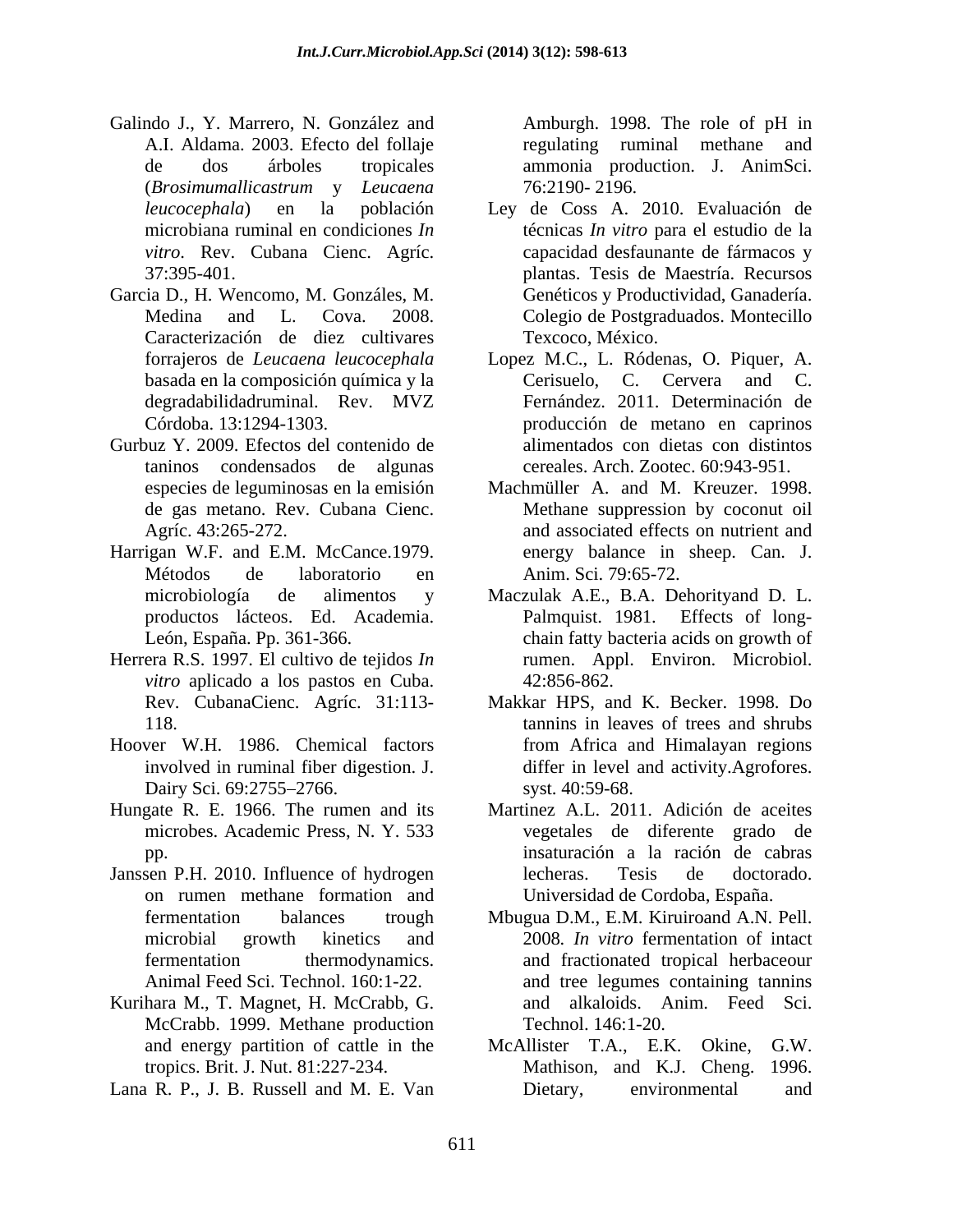Galindo J., Y. Marrero, N. González and A.I. Aldama. 2003. Efecto del follaje de dos árboles tropicales (*Brosimumallicastrum* y *Leucaena leucocephala*) en la población microbiana ruminal en condiciones *In vitro*. Rev. Cubana Cienc. Agríc. 37:395-401.

Garcia D., H. Wencomo, M. Gonzáles, M. Medina and L. Cova. 2008. Caracterización de diez cultivares forrajeros de *Leucaena leucocephala* basada en la composición química y la degradabilidadruminal. Rev. MVZ Córdoba. 13:1294-1303.

Gurbuz Y. 2009. Efectos del contenido de taninos condensados de algunas especies de leguminosas en la emisión de gas metano. Rev. Cubana Cienc. Agríc. 43:265-272.

Harrigan W.F. and E.M. McCance.1979. Métodos de laboratorio en microbiología de alimentos y productos lácteos. Ed. Academia. León, España. Pp. 361-366.

Herrera R.S. 1997. El cultivo de tejidos *In vitro* aplicado a los pastos en Cuba. Rev. CubanaCienc. Agríc. 31:113-118.

Hoover W.H. 1986. Chemical factors involved in ruminal fiber digestion. J. Dairy Sci. 69:2755–2766.

Hungate R. E. 1966. The rumen and its microbes. Academic Press, N. Y. 533 pp.

Janssen P.H. 2010. Influence of hydrogen on rumen methane formation and fermentation balances trough microbial growth kinetics and fermentation thermodynamics. Animal Feed Sci. Technol. 160:1-22.

Kurihara M., T. Magnet, H. McCrabb, G. McCrabb. 1999. Methane production and energy partition of cattle in the tropics. Brit. J. Nut. 81:227-234.

Lana R. P., J. B. Russell and M. E. Van Amburgh. 1998. The role of pH in regulating ruminal methane and ammonia production. J. AnimSci. 76:2190- 2196.

Ley de Coss A. 2010. Evaluación de técnicas *In vitro* para el estudio de la capacidad desfaunante de fármacos y plantas. Tesis de Maestría. Recursos Genéticos y Productividad, Ganadería. Colegio de Postgraduados. Montecillo Texcoco, México.

Lopez M.C., L. Ródenas, O. Piquer, A. Cerisuelo, C. Cervera and C. Fernández. 2011. Determinación de producción de metano en caprinos alimentados con dietas con distintos cereales. Arch. Zootec. 60:943-951.

Machmüller A. and M. Kreuzer. 1998. Methane suppression by coconut oil and associated effects on nutrient and energy balance in sheep. Can. J. Anim. Sci. 79:65-72.

Maczulak A.E., B.A. Dehorityand D. L. Palmquist. 1981. Effects of long-chain fatty bacteria acids on growth of rumen. Appl. Environ. Microbiol. 42:856-862.

Makkar HPS, and K. Becker. 1998. Do tannins in leaves of trees and shrubs from Africa and Himalayan regions differ in level and activity.Agrofores. syst. 40:59-68.

Martinez A.L. 2011. Adición de aceites vegetales de diferente grado de insaturación a la ración de cabras lecheras. Tesis de doctorado. Universidad de Cordoba, España.

Mbugua D.M., E.M. Kiruiroand A.N. Pell. 2008. *In vitro* fermentation of intact and fractionated tropical herbaceour and tree legumes containing tannins and alkaloids. Anim. Feed Sci. Technol. 146:1-20.

McAllister T.A., E.K. Okine, G.W. Mathison, and K.J. Cheng. 1996. Dietary, environmental and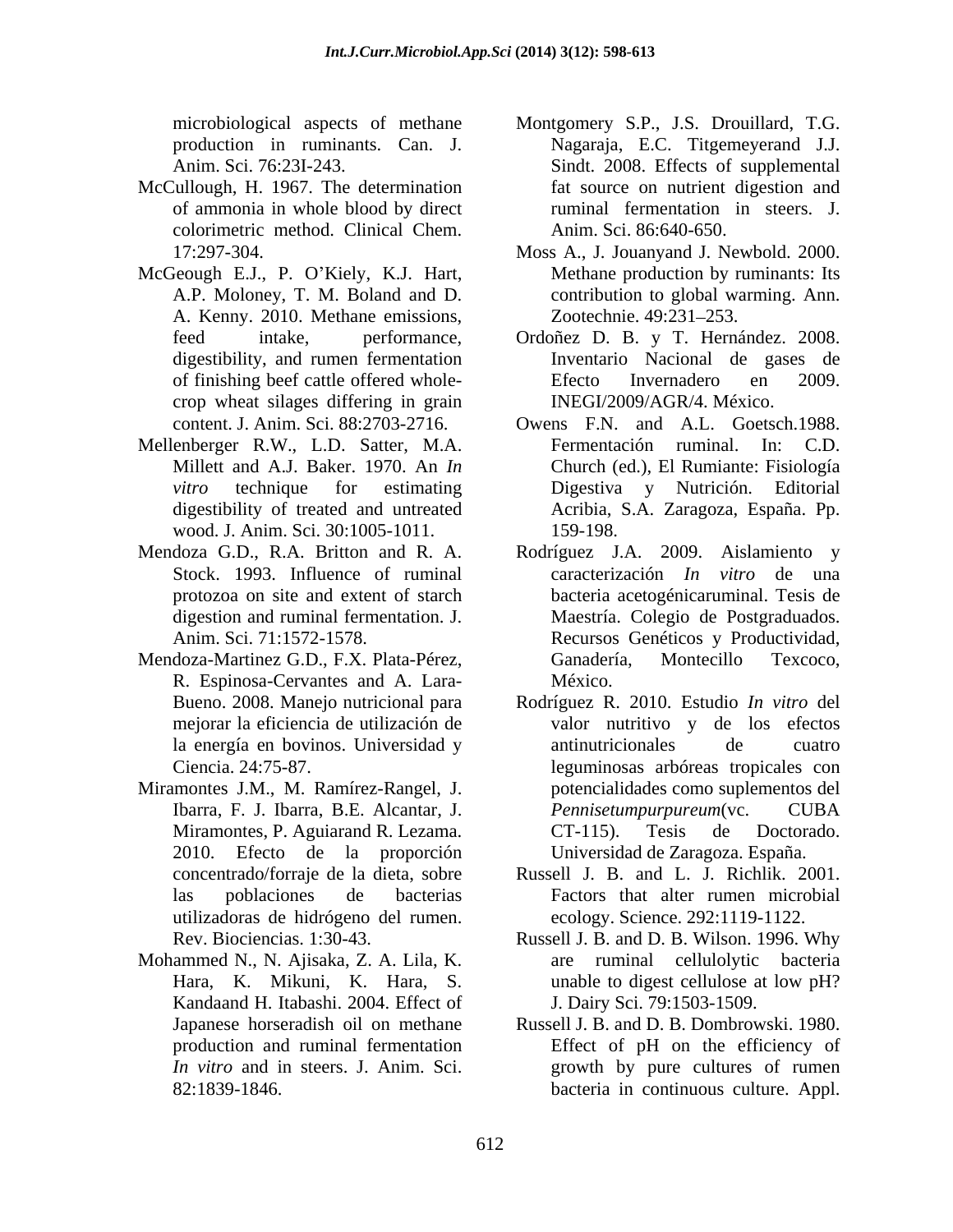microbiological aspects of methane production in ruminants. Can. J. Anim. Sci. 76:23I-243.

McCullough, H. 1967. The determination of ammonia in whole blood by direct colorimetric method. Clinical Chem. 17:297-304.

McGeough E.J., P. O'Kiely, K.J. Hart, A.P. Moloney, T. M. Boland and D. A. Kenny. 2010. Methane emissions, feed intake, performance, digestibility, and rumen fermentation of finishing beef cattle offered whole-crop wheat silages differing in grain content. J. Anim. Sci. 88:2703-2716.

Mellenberger R.W., L.D. Satter, M.A. Millett and A.J. Baker. 1970. An *In vitro* technique for estimating digestibility of treated and untreated wood. J. Anim. Sci. 30:1005-1011.

Mendoza G.D., R.A. Britton and R. A. Stock. 1993. Influence of ruminal protozoa on site and extent of starch digestion and ruminal fermentation. J. Anim. Sci. 71:1572-1578.

Mendoza-Martinez G.D., F.X. Plata-Pérez, R. Espinosa-Cervantes and A. Lara-Bueno. 2008. Manejo nutricional para mejorar la eficiencia de utilización de la energía en bovinos. Universidad y Ciencia. 24:75-87.

Miramontes J.M., M. Ramírez-Rangel, J. Ibarra, F. J. Ibarra, B.E. Alcantar, J. Miramontes, P. Aguiarand R. Lezama. 2010. Efecto de la proporción concentrado/forraje de la dieta, sobre las poblaciones de bacterias utilizadoras de hidrógeno del rumen. Rev. Biociencias. 1:30-43.

Mohammed N., N. Ajisaka, Z. A. Lila, K. Hara, K. Mikuni, K. Hara, S. Kandaand H. Itabashi. 2004. Effect of Japanese horseradish oil on methane production and ruminal fermentation *In vitro* and in steers. J. Anim. Sci. 82:1839-1846.

Montgomery S.P., J.S. Drouillard, T.G. Nagaraja, E.C. Titgemeyerand J.J. Sindt. 2008. Effects of supplemental fat source on nutrient digestion and ruminal fermentation in steers. J. Anim. Sci. 86:640-650.

Moss A., J. Jouanyand J. Newbold. 2000. Methane production by ruminants: Its contribution to global warming. Ann. Zootechnie. 49:231–253.

Ordoñez D. B. y T. Hernández. 2008. Inventario Nacional de gases de Efecto Invernadero en 2009. INEGI/2009/AGR/4. México.

Owens F.N. and A.L. Goetsch.1988. Fermentación ruminal. In: C.D. Church (ed.), El Rumiante: Fisiología Digestiva y Nutrición. Editorial Acribia, S.A. Zaragoza, España. Pp. 159-198.

Rodríguez J.A. 2009. Aislamiento y caracterización *In vitro* de una bacteria acetogénicaruminal. Tesis de Maestría. Colegio de Postgraduados. Recursos Genéticos y Productividad, Ganadería, Montecillo Texcoco, México.

Rodríguez R. 2010. Estudio *In vitro* del valor nutritivo y de los efectos antinutricionales de cuatro leguminosas arbóreas tropicales con potencialidades como suplementos del *Pennisetumpurpureum*(vc. CUBA CT-115). Tesis de Doctorado. Universidad de Zaragoza. España.

Russell J. B. and L. J. Richlik. 2001. Factors that alter rumen microbial ecology. Science. 292:1119-1122.

Russell J. B. and D. B. Wilson. 1996. Why are ruminal cellulolytic bacteria unable to digest cellulose at low pH? J. Dairy Sci. 79:1503-1509.

Russell J. B. and D. B. Dombrowski. 1980. Effect of pH on the efficiency of growth by pure cultures of rumen bacteria in continuous culture. Appl.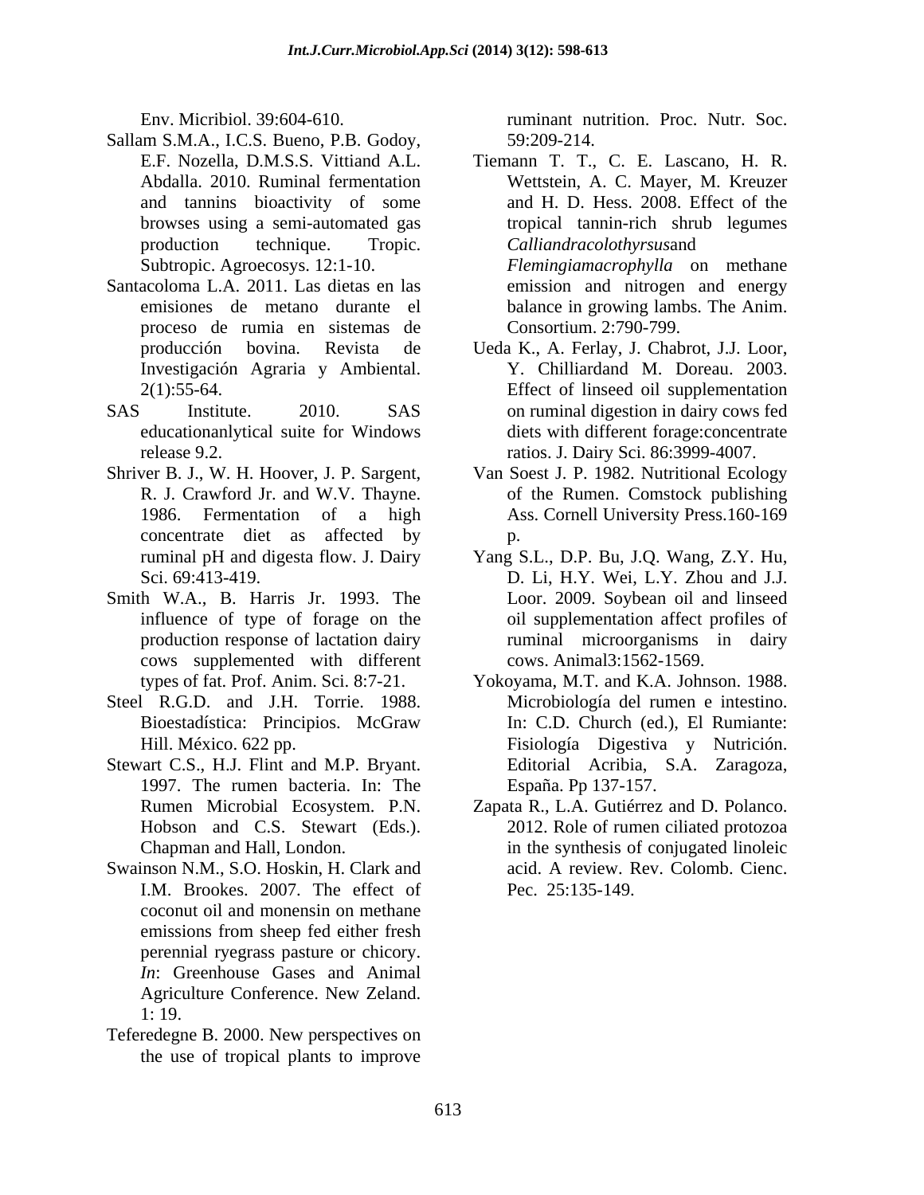Env. Micribiol. 39:604-610.

Sallam S.M.A., I.C.S. Bueno, P.B. Godoy, E.F. Nozella, D.M.S.S. Vittiand A.L. Abdalla. 2010. Ruminal fermentation and tannins bioactivity of some browses using a semi-automated gas production technique. Tropic. Subtropic. Agroecosys. 12:1-10.

Santacoloma L.A. 2011. Las dietas en las emisiones de metano durante el proceso de rumia en sistemas de producción bovina. Revista de Investigación Agraria y Ambiental. 2(1):55-64.

SAS Institute. 2010. SAS educationanlytical suite for Windows release 9.2.

Shriver B. J., W. H. Hoover, J. P. Sargent, R. J. Crawford Jr. and W.V. Thayne. 1986. Fermentation of a high concentrate diet as affected by ruminal pH and digesta flow. J. Dairy Sci. 69:413-419.

Smith W.A., B. Harris Jr. 1993. The influence of type of forage on the production response of lactation dairy cows supplemented with different types of fat. Prof. Anim. Sci. 8:7-21.

Steel R.G.D. and J.H. Torrie. 1988. Bioestadística: Principios. McGraw Hill. México. 622 pp.

Stewart C.S., H.J. Flint and M.P. Bryant. 1997. The rumen bacteria. In: The Rumen Microbial Ecosystem. P.N. Hobson and C.S. Stewart (Eds.). Chapman and Hall, London.

Swainson N.M., S.O. Hoskin, H. Clark and I.M. Brookes. 2007. The effect of coconut oil and monensin on methane emissions from sheep fed either fresh perennial ryegrass pasture or chicory. *In*: Greenhouse Gases and Animal Agriculture Conference. New Zeland. 1: 19.

Teferedegne B. 2000. New perspectives on the use of tropical plants to improve ruminant nutrition. Proc. Nutr. Soc. 59:209-214.

Tiemann T. T., C. E. Lascano, H. R. Wettstein, A. C. Mayer, M. Kreuzer and H. D. Hess. 2008. Effect of the tropical tannin-rich shrub legumes *Calliandracolothyrsus*and *Flemingiamacrophylla* on methane emission and nitrogen and energy balance in growing lambs. The Anim. Consortium. 2:790-799.

Ueda K., A. Ferlay, J. Chabrot, J.J. Loor, Y. Chilliardand M. Doreau. 2003. Effect of linseed oil supplementation on ruminal digestion in dairy cows fed diets with different forage:concentrate ratios. J. Dairy Sci. 86:3999-4007.

Van Soest J. P. 1982. Nutritional Ecology of the Rumen. Comstock publishing Ass. Cornell University Press.160-169 p.

Yang S.L., D.P. Bu, J.Q. Wang, Z.Y. Hu, D. Li, H.Y. Wei, L.Y. Zhou and J.J. Loor. 2009. Soybean oil and linseed oil supplementation affect profiles of ruminal microorganisms in dairy cows. Animal3:1562-1569.

Yokoyama, M.T. and K.A. Johnson. 1988. Microbiología del rumen e intestino. In: C.D. Church (ed.), El Rumiante: Fisiología Digestiva y Nutrición. Editorial Acribia, S.A. Zaragoza, España. Pp 137-157.

Zapata R., L.A. Gutiérrez and D. Polanco. 2012. Role of rumen ciliated protozoa in the synthesis of conjugated linoleic acid. A review. Rev. Colomb. Cienc. Pec. 25:135-149.